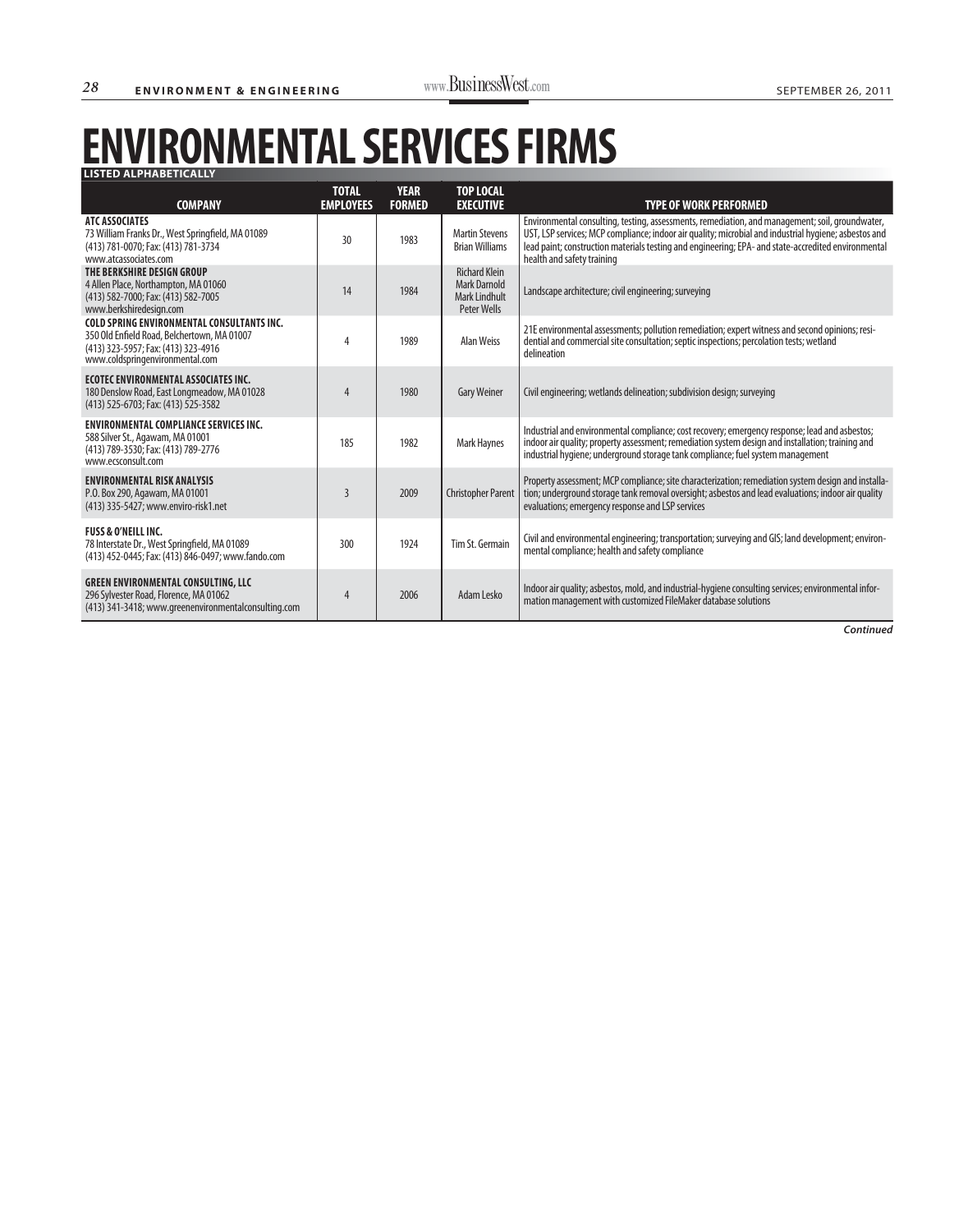# ENVIRONMENTAL SERVICES FIRMS

**LISTED ALPHABETICALLY**

| COMPANY | TOTAL EMPLOYEES | YEAR FORMED | TOP LOCAL EXECUTIVE | TYPE OF WORK PERFORMED |
|---|---|---|---|---|
| **ATC ASSOCIATES**<br>73 William Franks Dr., West Springfield, MA 01089<br>(413) 781-0070; Fax: (413) 781-3734<br>www.atcassociates.com | 30 | 1983 | Martin Stevens<br>Brian Williams | Environmental consulting, testing, assessments, remediation, and management; soil, groundwater, UST, LSP services; MCP compliance; indoor air quality; microbial and industrial hygiene; asbestos and lead paint; construction materials testing and engineering; EPA- and state-accredited environmental health and safety training |
| **THE BERKSHIRE DESIGN GROUP**<br>4 Allen Place, Northampton, MA 01060<br>(413) 582-7000; Fax: (413) 582-7005<br>www.berkshiredesign.com | 14 | 1984 | Richard Klein<br>Mark Darnold<br>Mark Lindhult<br>Peter Wells | Landscape architecture; civil engineering; surveying |
| **COLD SPRING ENVIRONMENTAL CONSULTANTS INC.**<br>350 Old Enfield Road, Belchertown, MA 01007<br>(413) 323-5957; Fax: (413) 323-4916<br>www.coldspringenvironmental.com | 4 | 1989 | Alan Weiss | 21E environmental assessments; pollution remediation; expert witness and second opinions; residential and commercial site consultation; septic inspections; percolation tests; wetland delineation |
| **ECOTEC ENVIRONMENTAL ASSOCIATES INC.**<br>180 Denslow Road, East Longmeadow, MA 01028<br>(413) 525-6703; Fax: (413) 525-3582 | 4 | 1980 | Gary Weiner | Civil engineering; wetlands delineation; subdivision design; surveying |
| **ENVIRONMENTAL COMPLIANCE SERVICES INC.**<br>588 Silver St., Agawam, MA 01001<br>(413) 789-3530; Fax: (413) 789-2776<br>www.ecsconsult.com | 185 | 1982 | Mark Haynes | Industrial and environmental compliance; cost recovery; emergency response; lead and asbestos; indoor air quality; property assessment; remediation system design and installation; training and industrial hygiene; underground storage tank compliance; fuel system management |
| **ENVIRONMENTAL RISK ANALYSIS**<br>P.O. Box 290, Agawam, MA 01001<br>(413) 335-5427; www.enviro-risk1.net | 3 | 2009 | Christopher Parent | Property assessment; MCP compliance; site characterization; remediation system design and installation; underground storage tank removal oversight; asbestos and lead evaluations; indoor air quality evaluations; emergency response and LSP services |
| **FUSS & O'NEILL INC.**<br>78 Interstate Dr., West Springfield, MA 01089<br>(413) 452-0445; Fax: (413) 846-0497; www.fando.com | 300 | 1924 | Tim St. Germain | Civil and environmental engineering; transportation; surveying and GIS; land development; environmental compliance; health and safety compliance |
| **GREEN ENVIRONMENTAL CONSULTING, LLC**<br>296 Sylvester Road, Florence, MA 01062<br>(413) 341-3418; www.greenenvironmentalconsulting.com | 4 | 2006 | Adam Lesko | Indoor air quality; asbestos, mold, and industrial-hygiene consulting services; environmental information management with customized FileMaker database solutions |

***Continued***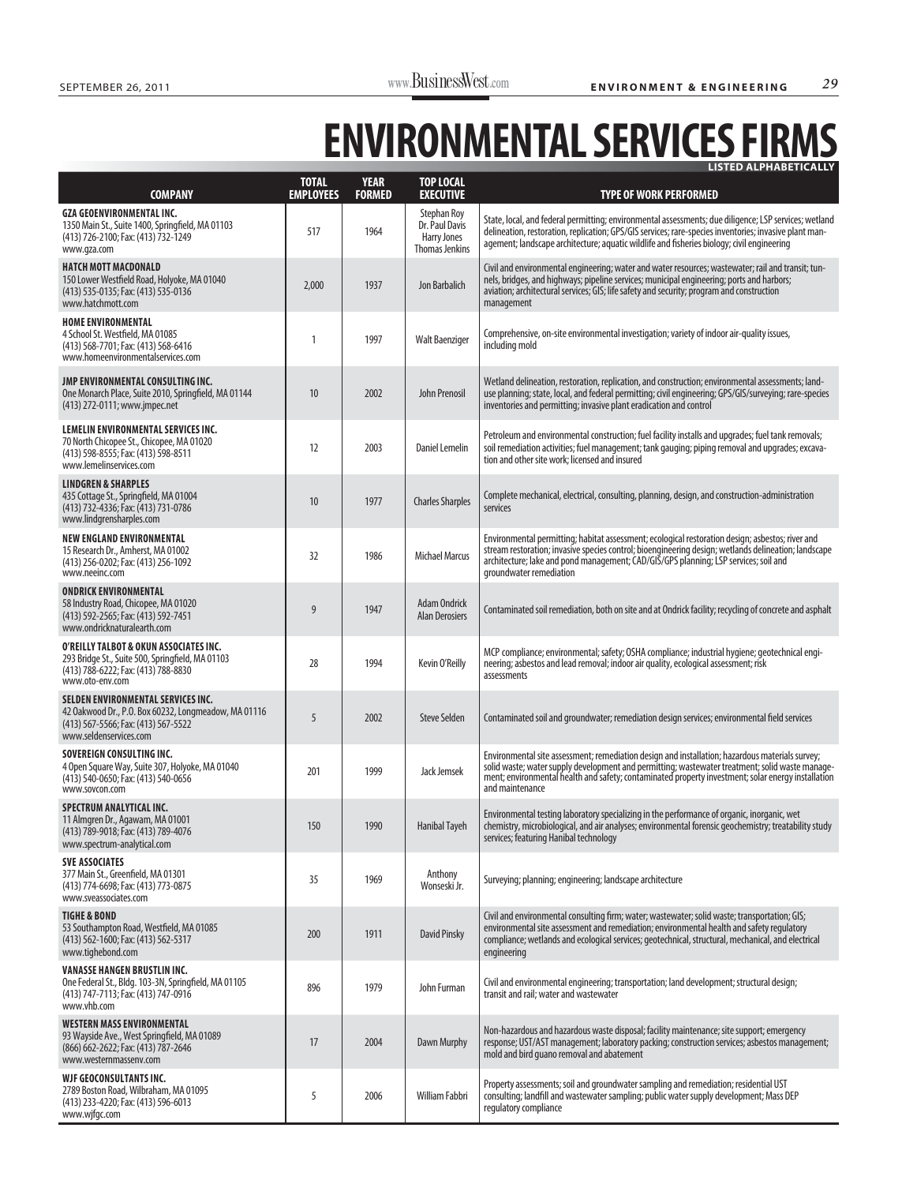# ENVIRONMENTAL SERVICES FIRMS

**LISTED ALPHABETICALLY**

| COMPANY | TOTAL EMPLOYEES | YEAR FORMED | TOP LOCAL EXECUTIVE | TYPE OF WORK PERFORMED |
|---|---|---|---|---|
| **GZA GEOENVIRONMENTAL INC.**<br>1350 Main St., Suite 1400, Springfield, MA 01103<br>(413) 726-2100; Fax: (413) 732-1249<br>www.gza.com | 517 | 1964 | Stephan Roy<br>Dr. Paul Davis<br>Harry Jones<br>Thomas Jenkins | State, local, and federal permitting; environmental assessments; due diligence; LSP services; wetland delineation, restoration, replication; GPS/GIS services; rare-species inventories; invasive plant management; landscape architecture; aquatic wildlife and fisheries biology; civil engineering |
| **HATCH MOTT MACDONALD**<br>150 Lower Westfield Road, Holyoke, MA 01040<br>(413) 535-0135; Fax: (413) 535-0136<br>www.hatchmott.com | 2,000 | 1937 | Jon Barbalich | Civil and environmental engineering; water and water resources; wastewater; rail and transit; tunnels, bridges, and highways; pipeline services; municipal engineering; ports and harbors; aviation; architectural services; GIS; life safety and security; program and construction management |
| **HOME ENVIRONMENTAL**<br>4 School St. Westfield, MA 01085<br>(413) 568-7701; Fax: (413) 568-6416<br>www.homeenvironmentalservices.com | 1 | 1997 | Walt Baenziger | Comprehensive, on-site environmental investigation; variety of indoor air-quality issues, including mold |
| **JMP ENVIRONMENTAL CONSULTING INC.**<br>One Monarch Place, Suite 2010, Springfield, MA 01144<br>(413) 272-0111; www.jmpec.net | 10 | 2002 | John Prenosil | Wetland delineation, restoration, replication, and construction; environmental assessments; land-use planning; state, local, and federal permitting; civil engineering; GPS/GIS/surveying; rare-species inventories and permitting; invasive plant eradication and control |
| **LEMELIN ENVIRONMENTAL SERVICES INC.**<br>70 North Chicopee St., Chicopee, MA 01020<br>(413) 598-8555; Fax: (413) 598-8511<br>www.lemelinservices.com | 12 | 2003 | Daniel Lemelin | Petroleum and environmental construction; fuel facility installs and upgrades; fuel tank removals; soil remediation activities; fuel management; tank gauging; piping removal and upgrades; excavation and other site work; licensed and insured |
| **LINDGREN & SHARPLES**<br>435 Cottage St., Springfield, MA 01004<br>(413) 732-4336; Fax: (413) 731-0786<br>www.lindgrensharples.com | 10 | 1977 | Charles Sharples | Complete mechanical, electrical, consulting, planning, design, and construction-administration services |
| **NEW ENGLAND ENVIRONMENTAL**<br>15 Research Dr., Amherst, MA 01002<br>(413) 256-0202; Fax: (413) 256-1092<br>www.neeinc.com | 32 | 1986 | Michael Marcus | Environmental permitting; habitat assessment; ecological restoration design; asbestos; river and stream restoration; invasive species control; bioengineering design; wetlands delineation; landscape architecture; lake and pond management; CAD/GIS/GPS planning; LSP services; soil and groundwater remediation |
| **ONDRICK ENVIRONMENTAL**<br>58 Industry Road, Chicopee, MA 01020<br>(413) 592-2565; Fax: (413) 592-7451<br>www.ondricknaturalearth.com | 9 | 1947 | Adam Ondrick<br>Alan Derosiers | Contaminated soil remediation, both on site and at Ondrick facility; recycling of concrete and asphalt |
| **O'REILLY TALBOT & OKUN ASSOCIATES INC.**<br>293 Bridge St., Suite 500, Springfield, MA 01103<br>(413) 788-6222; Fax: (413) 788-8830<br>www.oto-env.com | 28 | 1994 | Kevin O'Reilly | MCP compliance; environmental; safety; OSHA compliance; industrial hygiene; geotechnical engineering; asbestos and lead removal; indoor air quality, ecological assessment; risk assessments |
| **SELDEN ENVIRONMENTAL SERVICES INC.**<br>42 Oakwood Dr., P.O. Box 60232, Longmeadow, MA 01116<br>(413) 567-5566; Fax: (413) 567-5522<br>www.seldenservices.com | 5 | 2002 | Steve Selden | Contaminated soil and groundwater; remediation design services; environmental field services |
| **SOVEREIGN CONSULTING INC.**<br>4 Open Square Way, Suite 307, Holyoke, MA 01040<br>(413) 540-0650; Fax: (413) 540-0656<br>www.sovcon.com | 201 | 1999 | Jack Jemsek | Environmental site assessment; remediation design and installation; hazardous materials survey; solid waste; water supply development and permitting; wastewater treatment; solid waste management; environmental health and safety; contaminated property investment; solar energy installation and maintenance |
| **SPECTRUM ANALYTICAL INC.**<br>11 Almgren Dr., Agawam, MA 01001<br>(413) 789-9018; Fax: (413) 789-4076<br>www.spectrum-analytical.com | 150 | 1990 | Hanibal Tayeh | Environmental testing laboratory specializing in the performance of organic, inorganic, wet chemistry, microbiological, and air analyses; environmental forensic geochemistry; treatability study services; featuring Hanibal technology |
| **SVE ASSOCIATES**<br>377 Main St., Greenfield, MA 01301<br>(413) 774-6698; Fax: (413) 773-0875<br>www.sveassociates.com | 35 | 1969 | Anthony Wonseski Jr. | Surveying; planning; engineering; landscape architecture |
| **TIGHE & BOND**<br>53 Southampton Road, Westfield, MA 01085<br>(413) 562-1600; Fax: (413) 562-5317<br>www.tighebond.com | 200 | 1911 | David Pinsky | Civil and environmental consulting firm; water; wastewater; solid waste; transportation; GIS; environmental site assessment and remediation; environmental health and safety regulatory compliance; wetlands and ecological services; geotechnical, structural, mechanical, and electrical engineering |
| **VANASSE HANGEN BRUSTLIN INC.**<br>One Federal St., Bldg. 103-3N, Springfield, MA 01105<br>(413) 747-7113; Fax: (413) 747-0916<br>www.vhb.com | 896 | 1979 | John Furman | Civil and environmental engineering; transportation; land development; structural design; transit and rail; water and wastewater |
| **WESTERN MASS ENVIRONMENTAL**<br>93 Wayside Ave., West Springfield, MA 01089<br>(866) 662-2622; Fax: (413) 787-2646<br>www.westernmassenv.com | 17 | 2004 | Dawn Murphy | Non-hazardous and hazardous waste disposal; facility maintenance; site support; emergency response; UST/AST management; laboratory packing; construction services; asbestos management; mold and bird guano removal and abatement |
| **WJF GEOCONSULTANTS INC.**<br>2789 Boston Road, Wilbraham, MA 01095<br>(413) 233-4220; Fax: (413) 596-6013<br>www.wjfgc.com | 5 | 2006 | William Fabbri | Property assessments; soil and groundwater sampling and remediation; residential UST consulting; landfill and wastewater sampling; public water supply development; Mass DEP regulatory compliance |